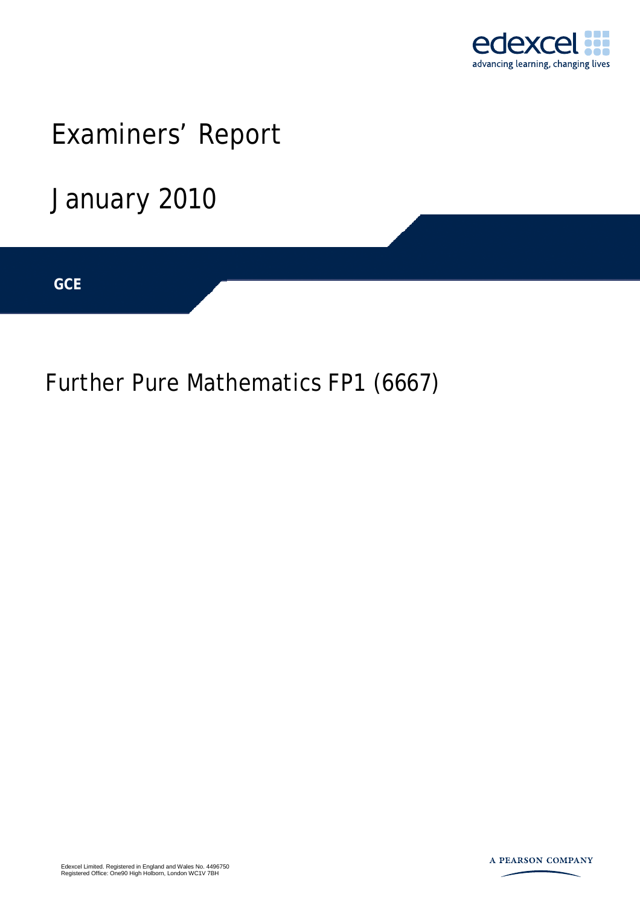edexcel

advancing learning, changing lives

# Examiners' Report

# January 2010

**GCE**

## Further Pure Mathematics FP1 (6667)

Edexcel Limited. Registered in England and Wales No. 4496750
Registered Office: One90 High Holborn, London WC1V 7BH

A PEARSON COMPANY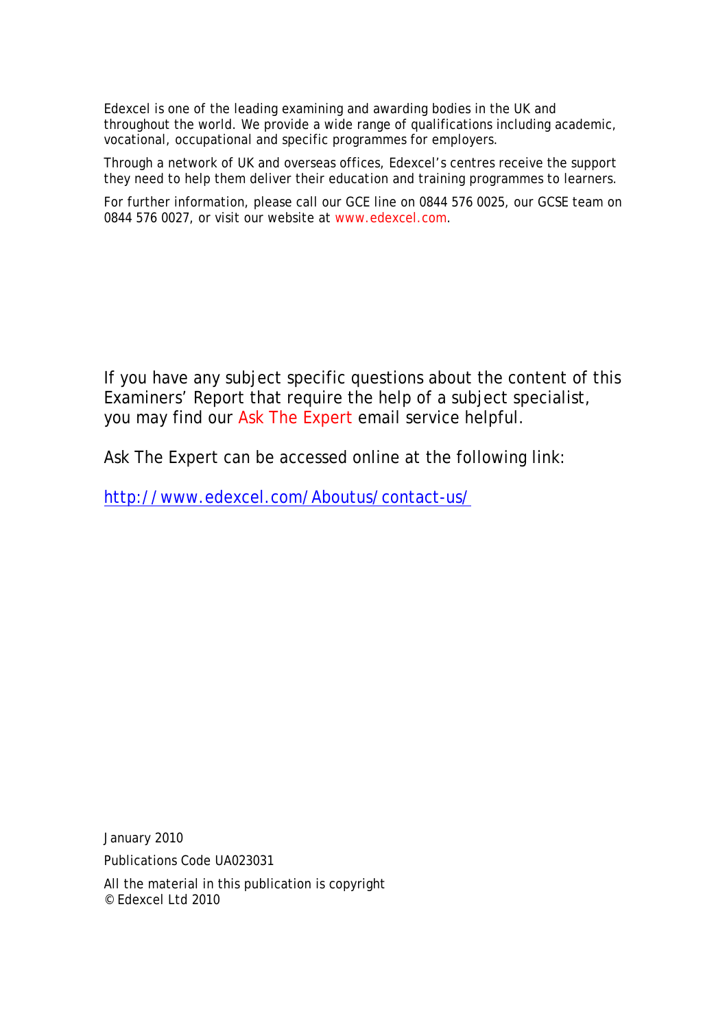Edexcel is one of the leading examining and awarding bodies in the UK and throughout the world. We provide a wide range of qualifications including academic, vocational, occupational and specific programmes for employers.

Through a network of UK and overseas offices, Edexcel's centres receive the support they need to help them deliver their education and training programmes to learners.

For further information, please call our GCE line on 0844 576 0025, our GCSE team on 0844 576 0027, or visit our website at www.edexcel.com.

If you have any subject specific questions about the content of this Examiners' Report that require the help of a subject specialist, you may find our Ask The Expert email service helpful.

Ask The Expert can be accessed online at the following link:

http://www.edexcel.com/Aboutus/contact-us/

January 2010

Publications Code UA023031

All the material in this publication is copyright
© Edexcel Ltd 2010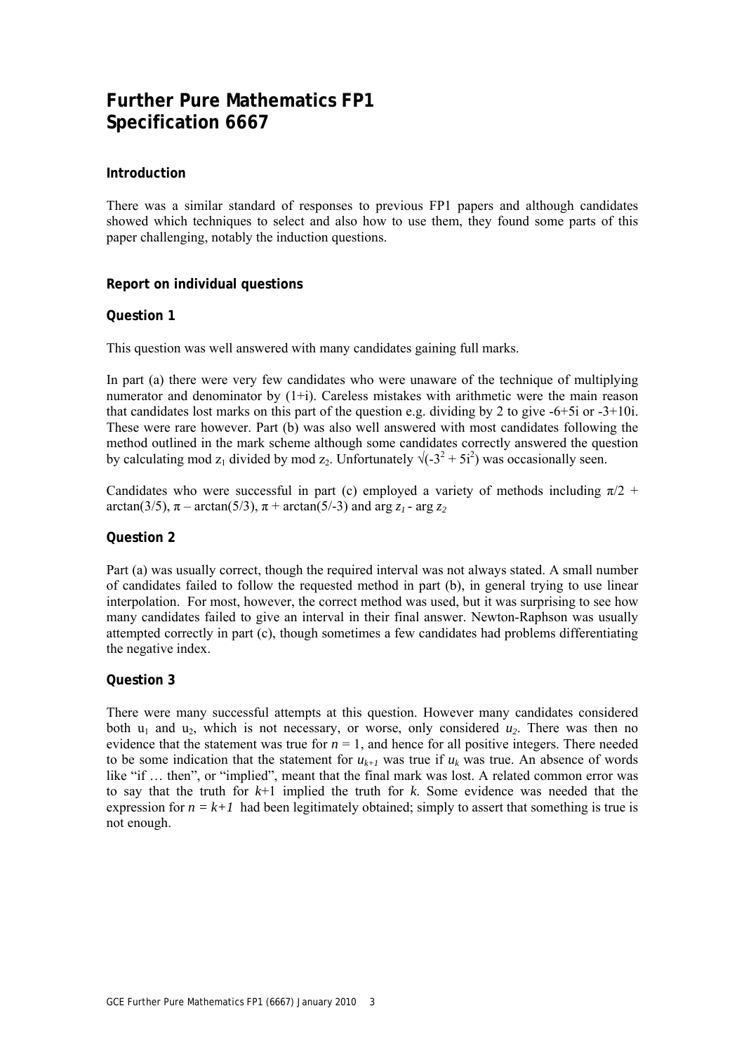# Further Pure Mathematics FP1
# Specification 6667

### Introduction

There was a similar standard of responses to previous FP1 papers and although candidates showed which techniques to select and also how to use them, they found some parts of this paper challenging, notably the induction questions.

### Report on individual questions

### Question 1

This question was well answered with many candidates gaining full marks.

In part (a) there were very few candidates who were unaware of the technique of multiplying numerator and denominator by (1+i). Careless mistakes with arithmetic were the main reason that candidates lost marks on this part of the question e.g. dividing by 2 to give -6+5i or -3+10i. These were rare however. Part (b) was also well answered with most candidates following the method outlined in the mark scheme although some candidates correctly answered the question by calculating mod $z_1$ divided by mod $z_2$. Unfortunately $\sqrt{(-3^2 + 5i^2)}$ was occasionally seen.

Candidates who were successful in part (c) employed a variety of methods including $\pi/2$ + arctan(3/5), $\pi$ – arctan(5/3), $\pi$ + arctan(5/-3) and arg $z_1$ - arg $z_2$

### Question 2

Part (a) was usually correct, though the required interval was not always stated. A small number of candidates failed to follow the requested method in part (b), in general trying to use linear interpolation. For most, however, the correct method was used, but it was surprising to see how many candidates failed to give an interval in their final answer. Newton-Raphson was usually attempted correctly in part (c), though sometimes a few candidates had problems differentiating the negative index.

### Question 3

There were many successful attempts at this question. However many candidates considered both $u_1$ and $u_2$, which is not necessary, or worse, only considered $u_2$. There was then no evidence that the statement was true for $n = 1$, and hence for all positive integers. There needed to be some indication that the statement for $u_{k+1}$ was true if $u_k$ was true. An absence of words like "if … then", or "implied", meant that the final mark was lost. A related common error was to say that the truth for $k$+1 implied the truth for $k$. Some evidence was needed that the expression for $n = k+1$ had been legitimately obtained; simply to assert that something is true is not enough.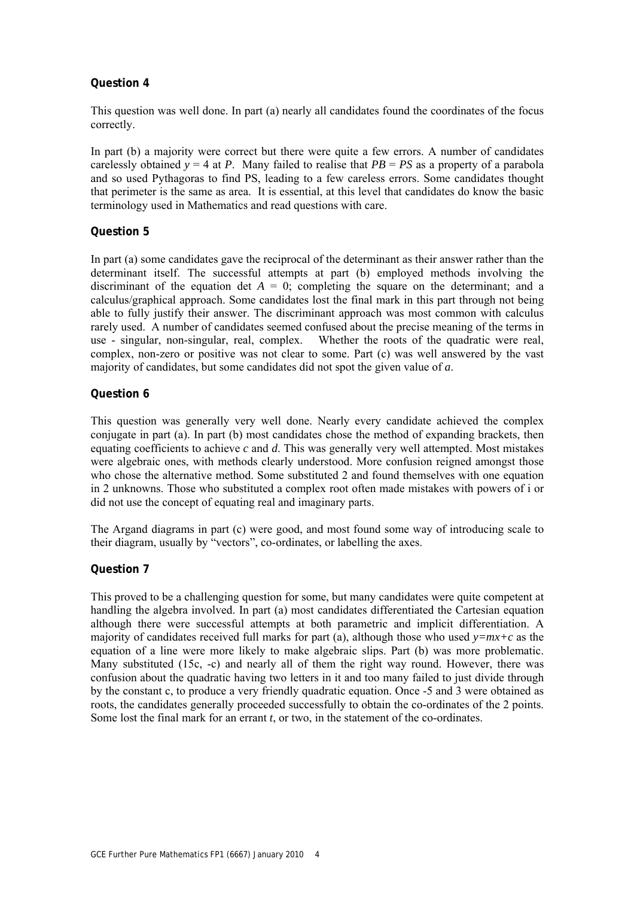### Question 4

This question was well done. In part (a) nearly all candidates found the coordinates of the focus correctly.

In part (b) a majority were correct but there were quite a few errors. A number of candidates carelessly obtained $y = 4$ at $P$. Many failed to realise that $PB = PS$ as a property of a parabola and so used Pythagoras to find PS, leading to a few careless errors. Some candidates thought that perimeter is the same as area. It is essential, at this level that candidates do know the basic terminology used in Mathematics and read questions with care.

### Question 5

In part (a) some candidates gave the reciprocal of the determinant as their answer rather than the determinant itself. The successful attempts at part (b) employed methods involving the discriminant of the equation det $A = 0$; completing the square on the determinant; and a calculus/graphical approach. Some candidates lost the final mark in this part through not being able to fully justify their answer. The discriminant approach was most common with calculus rarely used. A number of candidates seemed confused about the precise meaning of the terms in use - singular, non-singular, real, complex. Whether the roots of the quadratic were real, complex, non-zero or positive was not clear to some. Part (c) was well answered by the vast majority of candidates, but some candidates did not spot the given value of $a$.

### Question 6

This question was generally very well done. Nearly every candidate achieved the complex conjugate in part (a). In part (b) most candidates chose the method of expanding brackets, then equating coefficients to achieve $c$ and $d$. This was generally very well attempted. Most mistakes were algebraic ones, with methods clearly understood. More confusion reigned amongst those who chose the alternative method. Some substituted 2 and found themselves with one equation in 2 unknowns. Those who substituted a complex root often made mistakes with powers of i or did not use the concept of equating real and imaginary parts.

The Argand diagrams in part (c) were good, and most found some way of introducing scale to their diagram, usually by "vectors", co-ordinates, or labelling the axes.

### Question 7

This proved to be a challenging question for some, but many candidates were quite competent at handling the algebra involved. In part (a) most candidates differentiated the Cartesian equation although there were successful attempts at both parametric and implicit differentiation. A majority of candidates received full marks for part (a), although those who used $y=mx+c$ as the equation of a line were more likely to make algebraic slips. Part (b) was more problematic. Many substituted (15c, -c) and nearly all of them the right way round. However, there was confusion about the quadratic having two letters in it and too many failed to just divide through by the constant c, to produce a very friendly quadratic equation. Once -5 and 3 were obtained as roots, the candidates generally proceeded successfully to obtain the co-ordinates of the 2 points. Some lost the final mark for an errant $t$, or two, in the statement of the co-ordinates.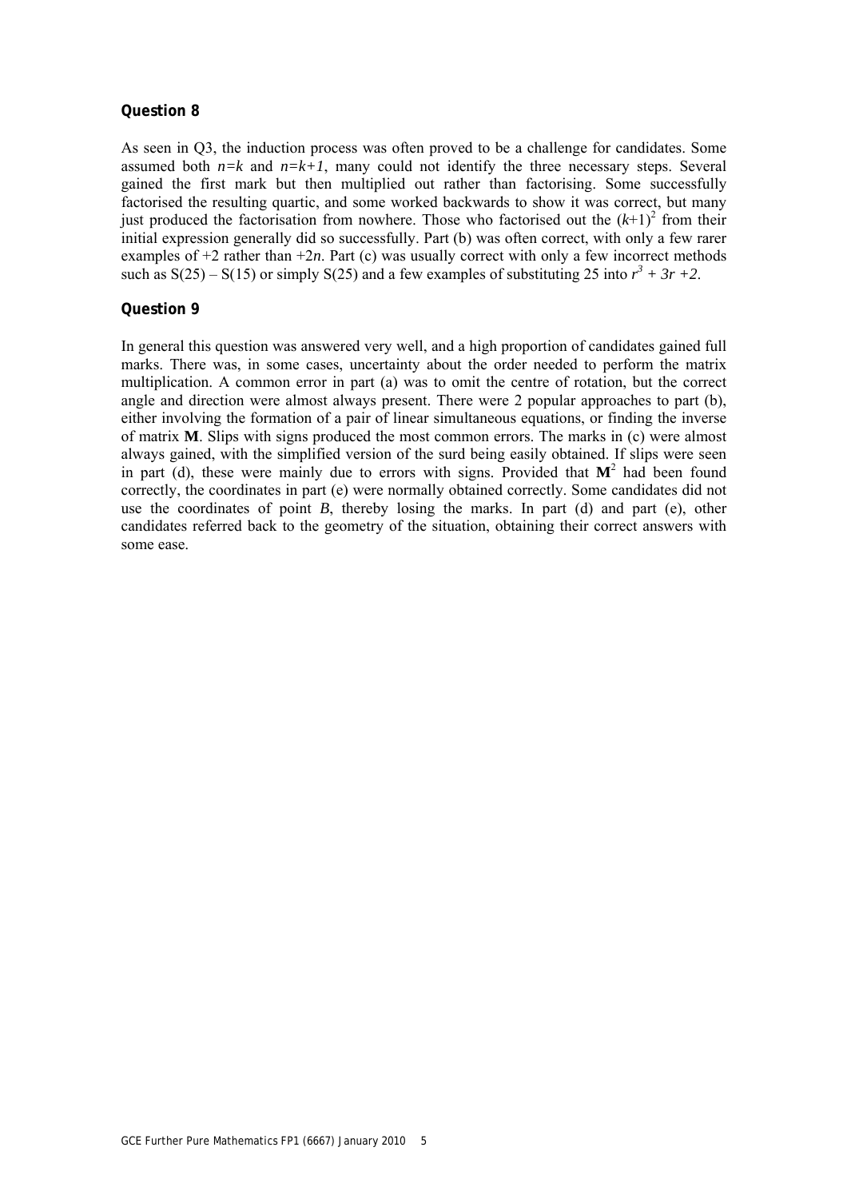### Question 8

As seen in Q3, the induction process was often proved to be a challenge for candidates. Some assumed both $n=k$ and $n=k+1$, many could not identify the three necessary steps. Several gained the first mark but then multiplied out rather than factorising. Some successfully factorised the resulting quartic, and some worked backwards to show it was correct, but many just produced the factorisation from nowhere. Those who factorised out the $(k+1)^2$ from their initial expression generally did so successfully. Part (b) was often correct, with only a few rarer examples of +2 rather than $+2n$. Part (c) was usually correct with only a few incorrect methods such as S(25) – S(15) or simply S(25) and a few examples of substituting 25 into $r^3 + 3r + 2$.

### Question 9

In general this question was answered very well, and a high proportion of candidates gained full marks. There was, in some cases, uncertainty about the order needed to perform the matrix multiplication. A common error in part (a) was to omit the centre of rotation, but the correct angle and direction were almost always present. There were 2 popular approaches to part (b), either involving the formation of a pair of linear simultaneous equations, or finding the inverse of matrix **M**. Slips with signs produced the most common errors. The marks in (c) were almost always gained, with the simplified version of the surd being easily obtained. If slips were seen in part (d), these were mainly due to errors with signs. Provided that $\mathbf{M}^2$ had been found correctly, the coordinates in part (e) were normally obtained correctly. Some candidates did not use the coordinates of point *B*, thereby losing the marks. In part (d) and part (e), other candidates referred back to the geometry of the situation, obtaining their correct answers with some ease.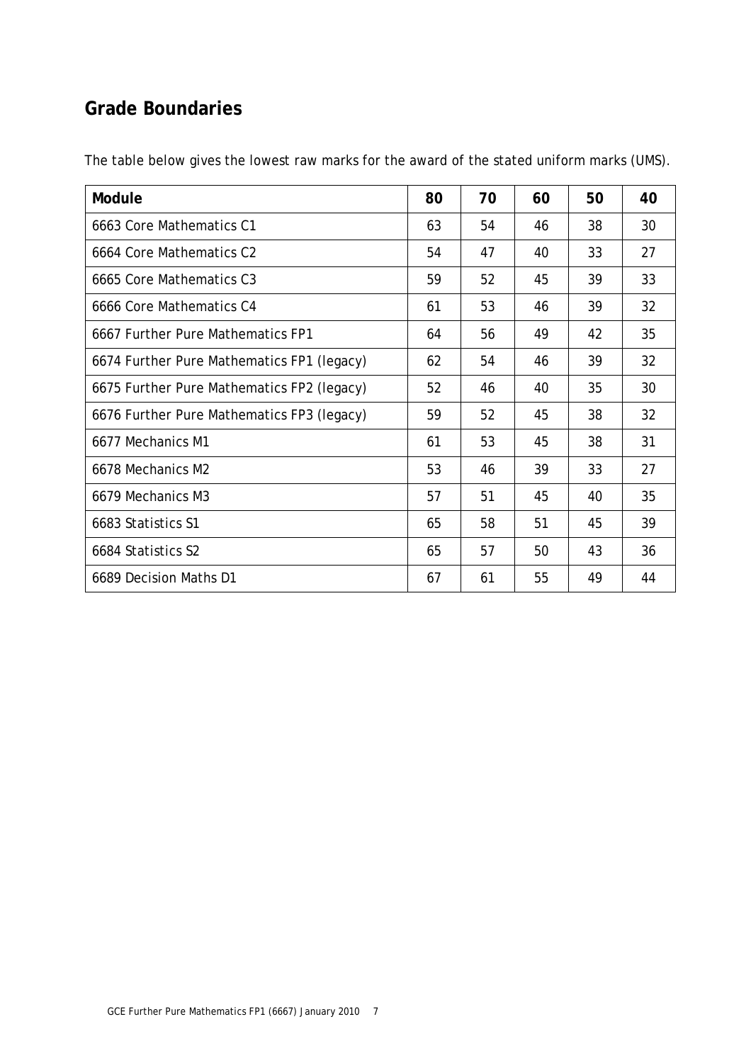## Grade Boundaries

The table below gives the lowest raw marks for the award of the stated uniform marks (UMS).

| Module | 80 | 70 | 60 | 50 | 40 |
|---|---|---|---|---|---|
| 6663 Core Mathematics C1 | 63 | 54 | 46 | 38 | 30 |
| 6664 Core Mathematics C2 | 54 | 47 | 40 | 33 | 27 |
| 6665 Core Mathematics C3 | 59 | 52 | 45 | 39 | 33 |
| 6666 Core Mathematics C4 | 61 | 53 | 46 | 39 | 32 |
| 6667 Further Pure Mathematics FP1 | 64 | 56 | 49 | 42 | 35 |
| 6674 Further Pure Mathematics FP1 (legacy) | 62 | 54 | 46 | 39 | 32 |
| 6675 Further Pure Mathematics FP2 (legacy) | 52 | 46 | 40 | 35 | 30 |
| 6676 Further Pure Mathematics FP3 (legacy) | 59 | 52 | 45 | 38 | 32 |
| 6677 Mechanics M1 | 61 | 53 | 45 | 38 | 31 |
| 6678 Mechanics M2 | 53 | 46 | 39 | 33 | 27 |
| 6679 Mechanics M3 | 57 | 51 | 45 | 40 | 35 |
| 6683 Statistics S1 | 65 | 58 | 51 | 45 | 39 |
| 6684 Statistics S2 | 65 | 57 | 50 | 43 | 36 |
| 6689 Decision Maths D1 | 67 | 61 | 55 | 49 | 44 |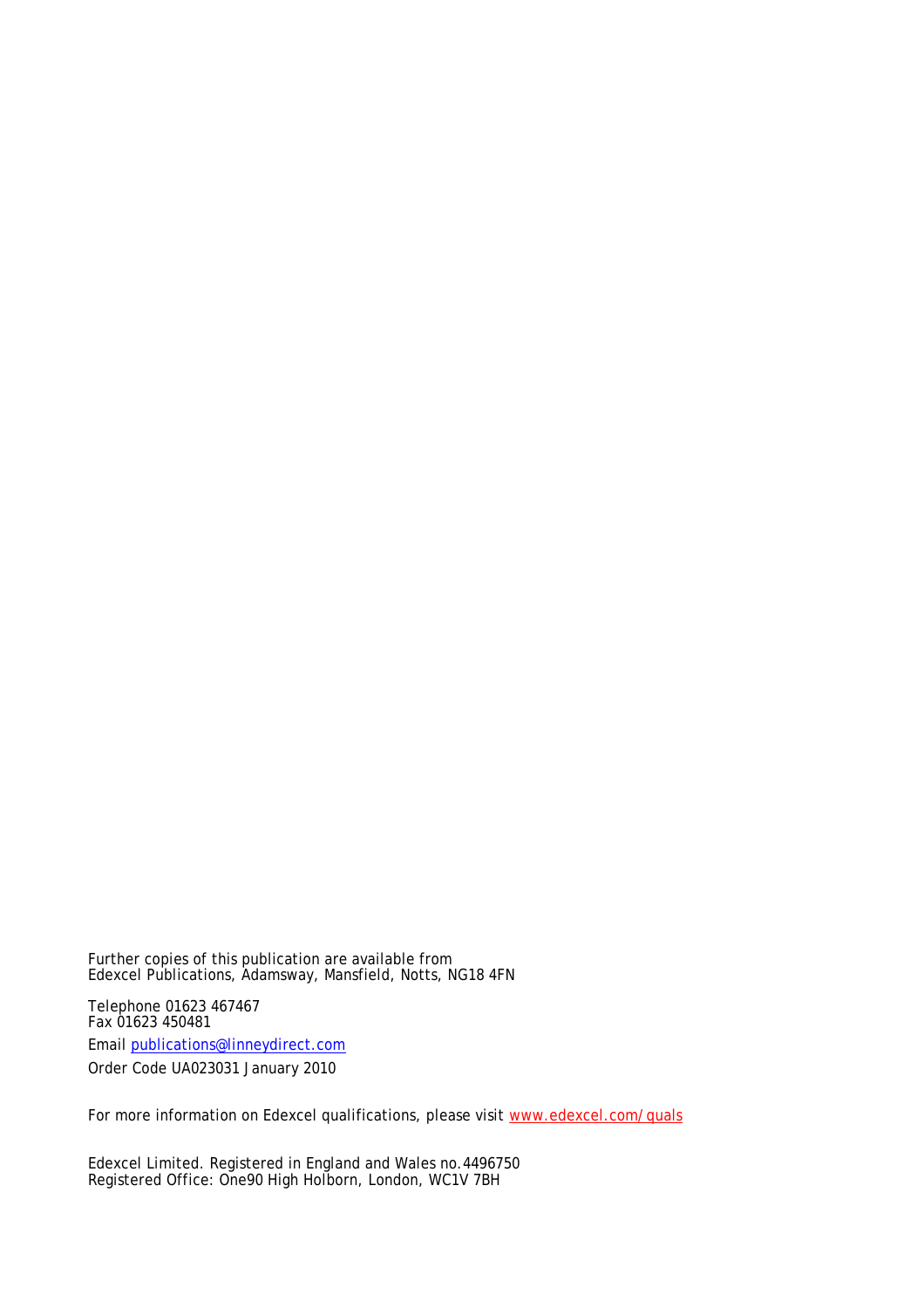Further copies of this publication are available from
Edexcel Publications, Adamsway, Mansfield, Notts, NG18 4FN

Telephone 01623 467467
Fax 01623 450481

Email publications@linneydirect.com

Order Code UA023031 January 2010

For more information on Edexcel qualifications, please visit www.edexcel.com/quals

Edexcel Limited. Registered in England and Wales no.4496750
Registered Office: One90 High Holborn, London, WC1V 7BH